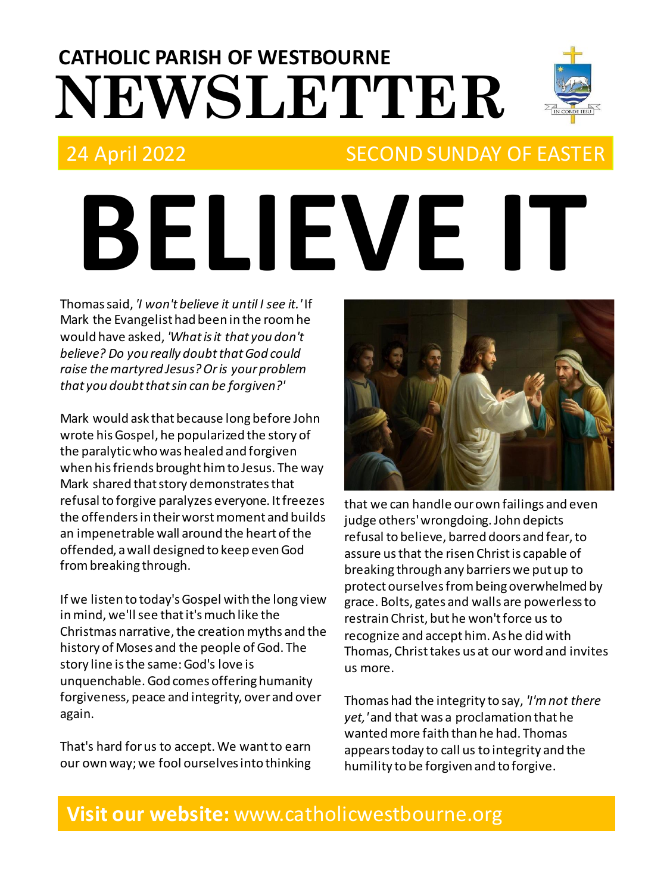# CATHOLIC PARISH OF WESTBOURNE NEWSLETTER

24 April 2022 SECOND SUNDAY OF EASTER

# BELIEVE IT

Thomas said, *'I won't believe it until I see it.'* If Mark the Evangelist had been in the room he would have asked, *'What is it that you don't believe? Do you really doubt that God could raise the martyred Jesus? Or is your problem that you doubt that sin can be forgiven?'*

Mark would ask that because long before John wrote his Gospel, he popularized the story of the paralytic who was healed and forgiven when his friends brought him to Jesus. The way Mark shared that story demonstrates that refusal to forgive paralyzes everyone. It freezes the offenders in their worst moment and builds an impenetrable wall around the heart of the offended, a wall designed to keep even God from breaking through.

If we listen to today's Gospel with the long view in mind, we'll see that it's much like the Christmas narrative, the creation myths and the history of Moses and the people of God. The story line is the same: God's love is unquenchable. God comes offering humanity forgiveness, peace and integrity, over and over again.

That's hard for us to accept. We want to earn our own way; we fool ourselves into thinking that we can handle our own failings and even judge others' wrongdoing. John depicts refusal to believe, barred doors and fear, to assure us that the risen Christ is capable of breaking through any barriers we put up to protect ourselves from being overwhelmed by grace. Bolts, gates and walls are powerless to restrain Christ, but he won't force us to recognize and accept him. As he did with Thomas, Christ takes us at our word and invites us more.

Thomas had the integrity to say, *'I'm not there yet,'* and that was a proclamation that he wanted more faith than he had. Thomas appears today to call us to integrity and the humility to be forgiven and to forgive.

**Visit our website:** www.catholicwestbourne.org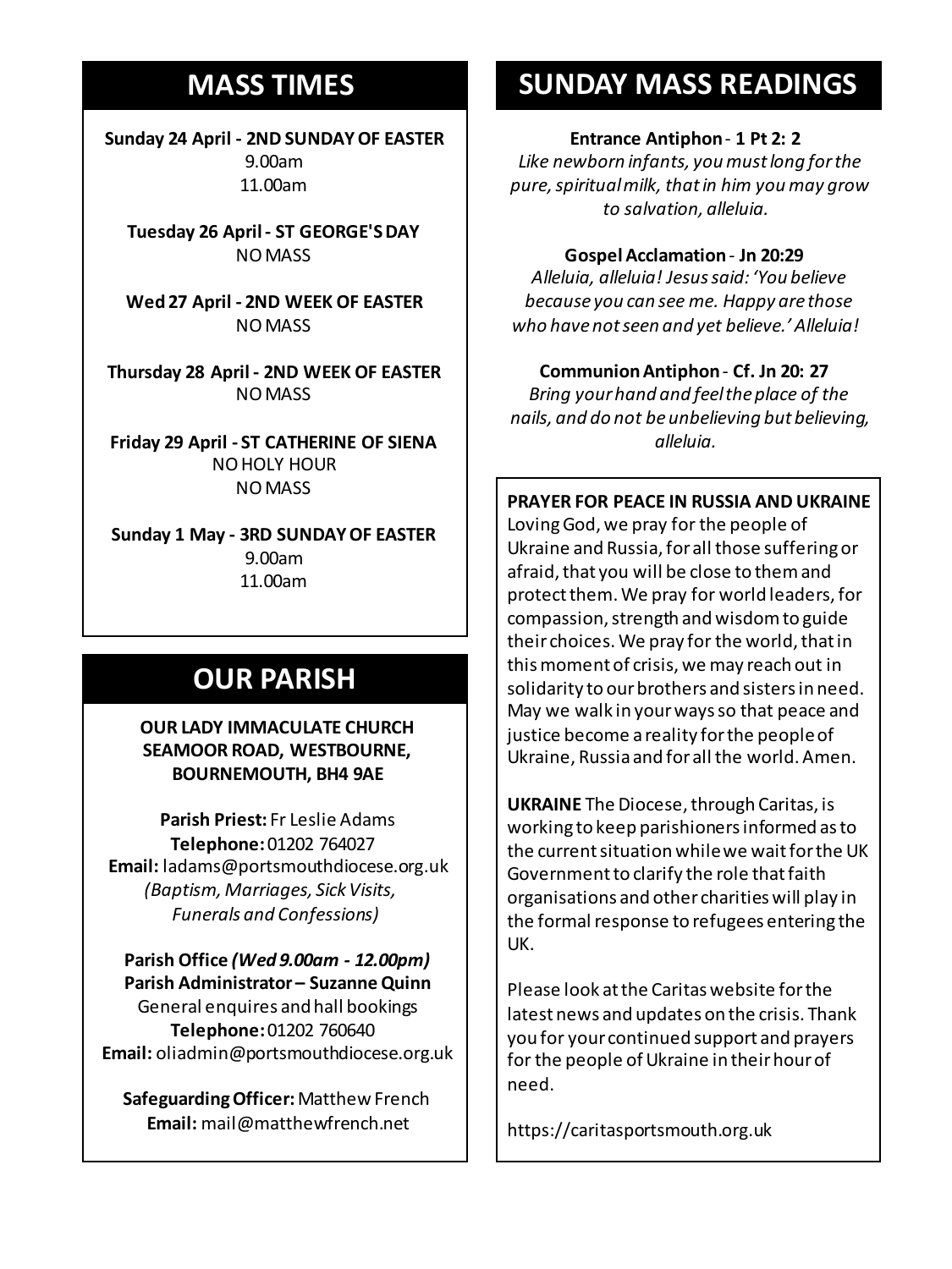## MASS TIMES

**Sunday 24 April - 2ND SUNDAY OF EASTER**
9.00am
11.00am

**Tuesday 26 April - ST GEORGE'S DAY**
NO MASS

**Wed 27 April - 2ND WEEK OF EASTER**
NO MASS

**Thursday 28 April - 2ND WEEK OF EASTER**
NO MASS

**Friday 29 April - ST CATHERINE OF SIENA**
NO HOLY HOUR
NO MASS

**Sunday 1 May - 3RD SUNDAY OF EASTER**
9.00am
11.00am

## OUR PARISH

**OUR LADY IMMACULATE CHURCH SEAMOOR ROAD, WESTBOURNE, BOURNEMOUTH, BH4 9AE**

**Parish Priest:** Fr Leslie Adams
**Telephone:** 01202 764027
**Email:** ladams@portsmouthdiocese.org.uk
*(Baptism, Marriages, Sick Visits, Funerals and Confessions)*

**Parish Office *(Wed 9.00am - 12.00pm)***
**Parish Administrator – Suzanne Quinn**
General enquires and hall bookings
**Telephone:** 01202 760640
**Email:** oliadmin@portsmouthdiocese.org.uk

**Safeguarding Officer:** Matthew French
**Email:** mail@matthewfrench.net

## SUNDAY MASS READINGS

**Entrance Antiphon - 1 Pt 2: 2**
*Like newborn infants, you must long for the pure, spiritual milk, that in him you may grow to salvation, alleluia.*

**Gospel Acclamation - Jn 20:29**
*Alleluia, alleluia! Jesus said: 'You believe because you can see me. Happy are those who have not seen and yet believe.' Alleluia!*

**Communion Antiphon - Cf. Jn 20: 27**
*Bring your hand and feel the place of the nails, and do not be unbelieving but believing, alleluia.*

**PRAYER FOR PEACE IN RUSSIA AND UKRAINE**
Loving God, we pray for the people of Ukraine and Russia, for all those suffering or afraid, that you will be close to them and protect them. We pray for world leaders, for compassion, strength and wisdom to guide their choices. We pray for the world, that in this moment of crisis, we may reach out in solidarity to our brothers and sisters in need. May we walk in your ways so that peace and justice become a reality for the people of Ukraine, Russia and for all the world. Amen.

**UKRAINE** The Diocese, through Caritas, is working to keep parishioners informed as to the current situation while we wait for the UK Government to clarify the role that faith organisations and other charities will play in the formal response to refugees entering the UK.

Please look at the Caritas website for the latest news and updates on the crisis. Thank you for your continued support and prayers for the people of Ukraine in their hour of need.

https://caritasportsmouth.org.uk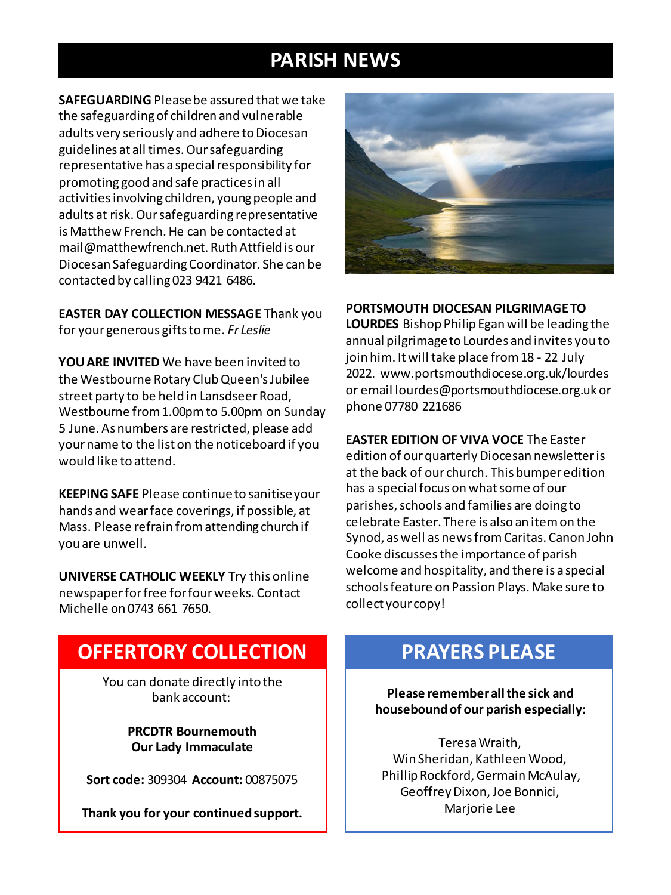# PARISH NEWS

**SAFEGUARDING** Please be assured that we take the safeguarding of children and vulnerable adults very seriously and adhere to Diocesan guidelines at all times. Our safeguarding representative has a special responsibility for promoting good and safe practices in all activities involving children, young people and adults at risk. Our safeguarding representative is Matthew French. He can be contacted at mail@matthewfrench.net. Ruth Attfield is our Diocesan Safeguarding Coordinator. She can be contacted by calling 023 9421 6486.

**EASTER DAY COLLECTION MESSAGE** Thank you for your generous gifts to me. *Fr Leslie*

**YOU ARE INVITED** We have been invited to the Westbourne Rotary Club Queen's Jubilee street party to be held in Lansdseer Road, Westbourne from 1.00pm to 5.00pm on Sunday 5 June. As numbers are restricted, please add your name to the list on the noticeboard if you would like to attend.

**KEEPING SAFE** Please continue to sanitise your hands and wear face coverings, if possible, at Mass. Please refrain from attending church if you are unwell.

**UNIVERSE CATHOLIC WEEKLY** Try this online newspaper for free for four weeks. Contact Michelle on 0743 661 7650.

**PORTSMOUTH DIOCESAN PILGRIMAGE TO LOURDES** Bishop Philip Egan will be leading the annual pilgrimage to Lourdes and invites you to join him. It will take place from 18 - 22 July 2022. www.portsmouthdiocese.org.uk/lourdes or email lourdes@portsmouthdiocese.org.uk or phone 07780 221686

**EASTER EDITION OF VIVA VOCE** The Easter edition of our quarterly Diocesan newsletter is at the back of our church. This bumper edition has a special focus on what some of our parishes, schools and families are doing to celebrate Easter. There is also an item on the Synod, as well as news from Caritas. Canon John Cooke discusses the importance of parish welcome and hospitality, and there is a special schools feature on Passion Plays. Make sure to collect your copy!

## OFFERTORY COLLECTION

You can donate directly into the bank account:

**PRCDTR Bournemouth**
**Our Lady Immaculate**

**Sort code:** 309304 **Account:** 00875075

**Thank you for your continued support.**

## PRAYERS PLEASE

**Please remember all the sick and housebound of our parish especially:**

Teresa Wraith,
Win Sheridan, Kathleen Wood,
Phillip Rockford, Germain McAulay,
Geoffrey Dixon, Joe Bonnici,
Marjorie Lee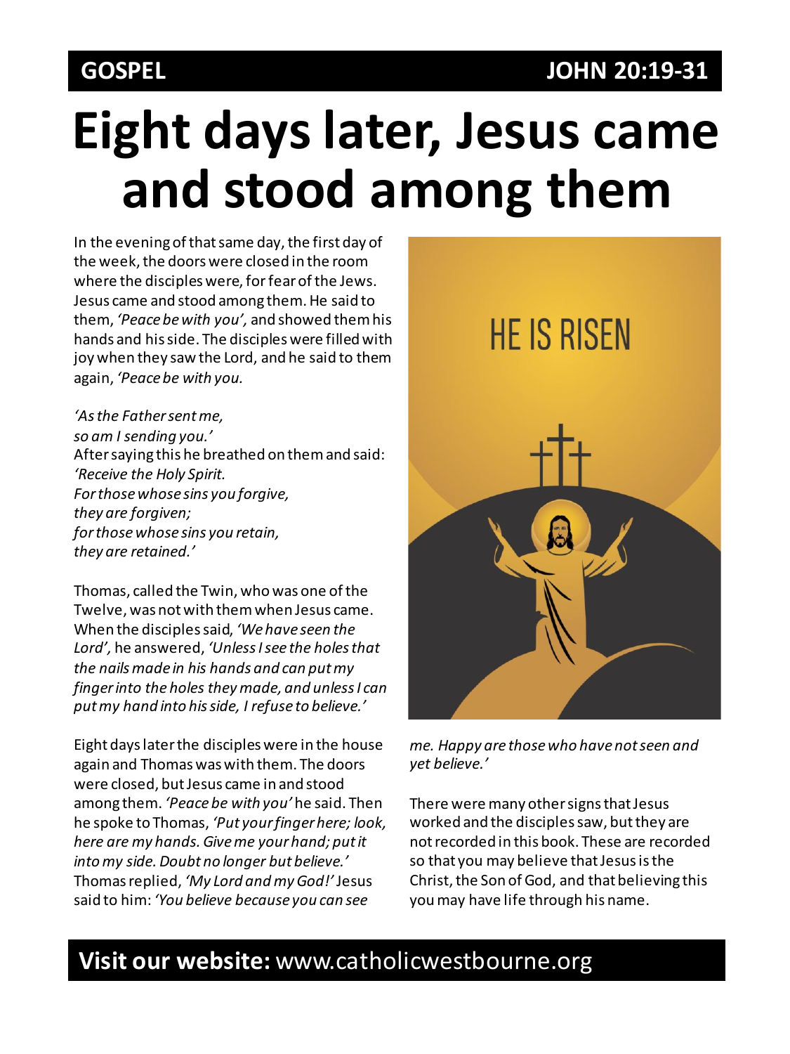**GOSPEL** **JOHN 20:19-31**

# Eight days later, Jesus came and stood among them

In the evening of that same day, the first day of the week, the doors were closed in the room where the disciples were, for fear of the Jews. Jesus came and stood among them. He said to them, *'Peace be with you',* and showed them his hands and his side. The disciples were filled with joy when they saw the Lord, and he said to them again, *'Peace be with you.*

*'As the Father sent me,*
*so am I sending you.'*
After saying this he breathed on them and said:
*'Receive the Holy Spirit.*
*For those whose sins you forgive,*
*they are forgiven;*
*for those whose sins you retain,*
*they are retained.'*

Thomas, called the Twin, who was one of the Twelve, was not with them when Jesus came. When the disciples said, *'We have seen the Lord',* he answered, *'Unless I see the holes that the nails made in his hands and can put my finger into the holes they made, and unless I can put my hand into his side, I refuse to believe.'*

Eight days later the disciples were in the house again and Thomas was with them. The doors were closed, but Jesus came in and stood among them. *'Peace be with you'* he said. Then he spoke to Thomas, *'Put your finger here; look, here are my hands. Give me your hand; put it into my side. Doubt no longer but believe.'* Thomas replied, *'My Lord and my God!'* Jesus said to him: *'You believe because you can see me. Happy are those who have not seen and yet believe.'*

There were many other signs that Jesus worked and the disciples saw, but they are not recorded in this book. These are recorded so that you may believe that Jesus is the Christ, the Son of God, and that believing this you may have life through his name.

**Visit our website:** www.catholicwestbourne.org